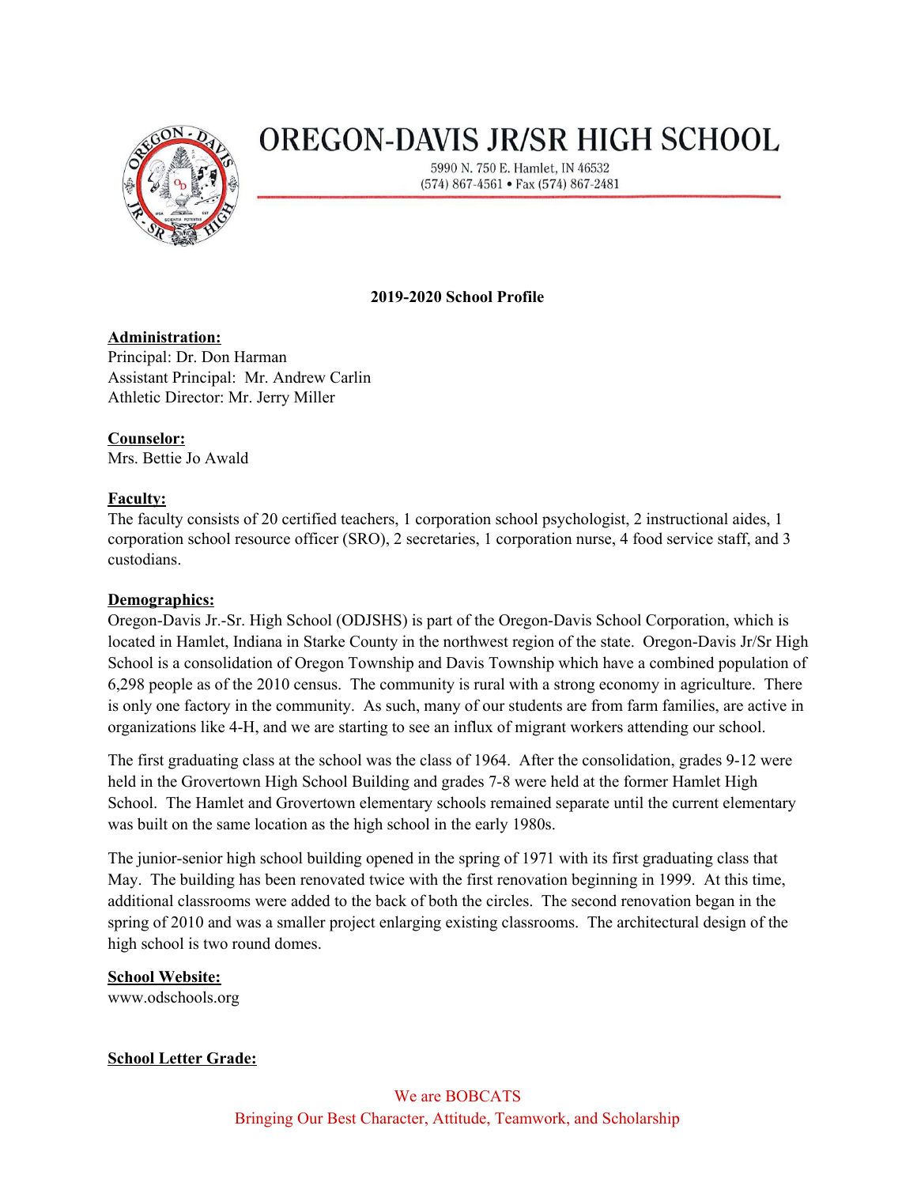# OREGON-DAVIS JR/SR HIGH SCHOOL

5990 N. 750 E. Hamlet, IN 46532
(574) 867-4561 • Fax (574) 867-2481

**2019-2020 School Profile**

**Administration:**
Principal: Dr. Don Harman
Assistant Principal: Mr. Andrew Carlin
Athletic Director: Mr. Jerry Miller

**Counselor:**
Mrs. Bettie Jo Awald

**Faculty:**
The faculty consists of 20 certified teachers, 1 corporation school psychologist, 2 instructional aides, 1 corporation school resource officer (SRO), 2 secretaries, 1 corporation nurse, 4 food service staff, and 3 custodians.

**Demographics:**
Oregon-Davis Jr.-Sr. High School (ODJSHS) is part of the Oregon-Davis School Corporation, which is located in Hamlet, Indiana in Starke County in the northwest region of the state. Oregon-Davis Jr/Sr High School is a consolidation of Oregon Township and Davis Township which have a combined population of 6,298 people as of the 2010 census. The community is rural with a strong economy in agriculture. There is only one factory in the community. As such, many of our students are from farm families, are active in organizations like 4-H, and we are starting to see an influx of migrant workers attending our school.

The first graduating class at the school was the class of 1964. After the consolidation, grades 9-12 were held in the Grovertown High School Building and grades 7-8 were held at the former Hamlet High School. The Hamlet and Grovertown elementary schools remained separate until the current elementary was built on the same location as the high school in the early 1980s.

The junior-senior high school building opened in the spring of 1971 with its first graduating class that May. The building has been renovated twice with the first renovation beginning in 1999. At this time, additional classrooms were added to the back of both the circles. The second renovation began in the spring of 2010 and was a smaller project enlarging existing classrooms. The architectural design of the high school is two round domes.

**School Website:**
www.odschools.org

**School Letter Grade:**

We are BOBCATS
Bringing Our Best Character, Attitude, Teamwork, and Scholarship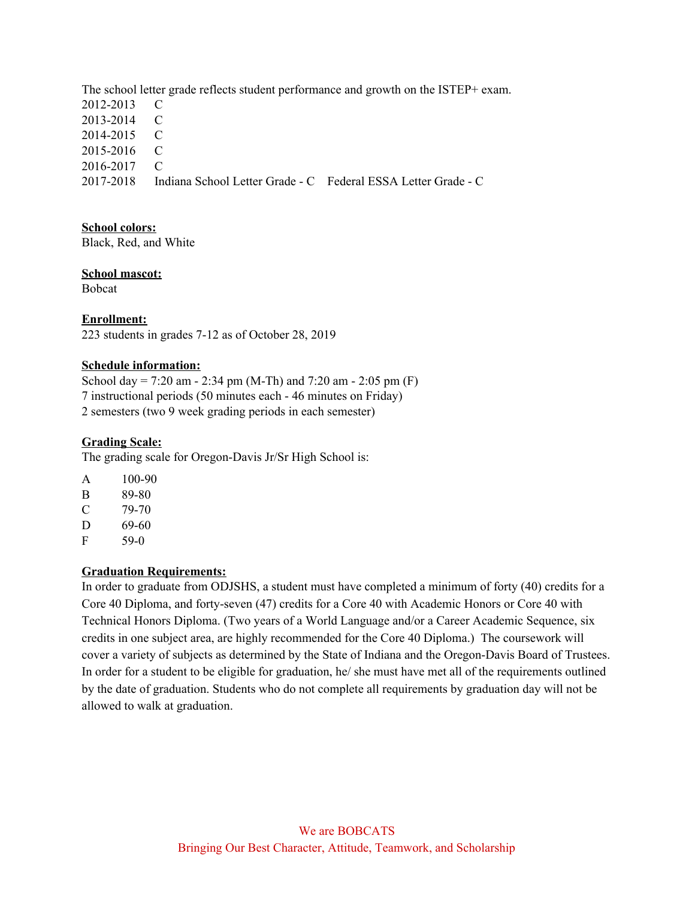The school letter grade reflects student performance and growth on the ISTEP+ exam.

| | |
|---|---|
| 2012-2013 | C |
| 2013-2014 | C |
| 2014-2015 | C |
| 2015-2016 | C |
| 2016-2017 | C |
| 2017-2018 | Indiana School Letter Grade - C    Federal ESSA Letter Grade - C |

**School colors:**
Black, Red, and White

**School mascot:**
Bobcat

**Enrollment:**
223 students in grades 7-12 as of October 28, 2019

**Schedule information:**
School day = 7:20 am - 2:34 pm (M-Th) and 7:20 am - 2:05 pm (F)
7 instructional periods (50 minutes each - 46 minutes on Friday)
2 semesters (two 9 week grading periods in each semester)

**Grading Scale:**
The grading scale for Oregon-Davis Jr/Sr High School is:

| | |
|---|---|
| A | 100-90 |
| B | 89-80 |
| C | 79-70 |
| D | 69-60 |
| F | 59-0 |

**Graduation Requirements:**
In order to graduate from ODJSHS, a student must have completed a minimum of forty (40) credits for a Core 40 Diploma, and forty-seven (47) credits for a Core 40 with Academic Honors or Core 40 with Technical Honors Diploma. (Two years of a World Language and/or a Career Academic Sequence, six credits in one subject area, are highly recommended for the Core 40 Diploma.) The coursework will cover a variety of subjects as determined by the State of Indiana and the Oregon-Davis Board of Trustees. In order for a student to be eligible for graduation, he/ she must have met all of the requirements outlined by the date of graduation. Students who do not complete all requirements by graduation day will not be allowed to walk at graduation.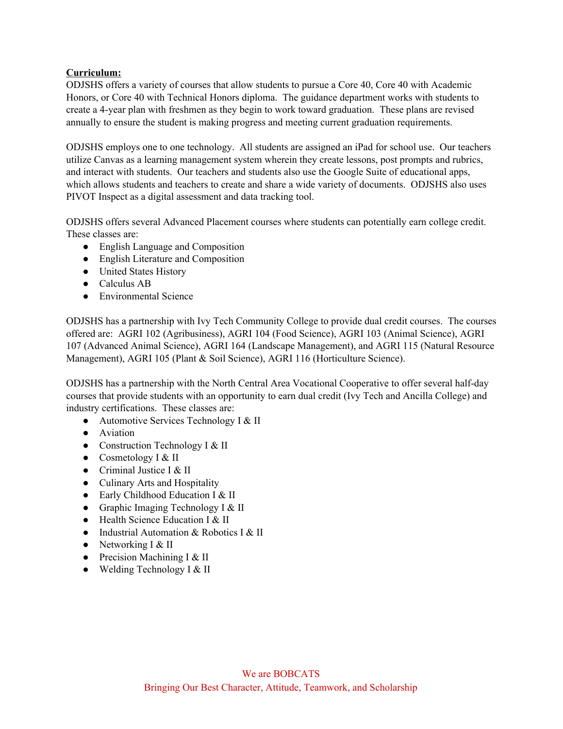**Curriculum:**

ODJSHS offers a variety of courses that allow students to pursue a Core 40, Core 40 with Academic Honors, or Core 40 with Technical Honors diploma. The guidance department works with students to create a 4-year plan with freshmen as they begin to work toward graduation. These plans are revised annually to ensure the student is making progress and meeting current graduation requirements.

ODJSHS employs one to one technology. All students are assigned an iPad for school use. Our teachers utilize Canvas as a learning management system wherein they create lessons, post prompts and rubrics, and interact with students. Our teachers and students also use the Google Suite of educational apps, which allows students and teachers to create and share a wide variety of documents. ODJSHS also uses PIVOT Inspect as a digital assessment and data tracking tool.

ODJSHS offers several Advanced Placement courses where students can potentially earn college credit. These classes are:

- English Language and Composition
- English Literature and Composition
- United States History
- Calculus AB
- Environmental Science

ODJSHS has a partnership with Ivy Tech Community College to provide dual credit courses. The courses offered are: AGRI 102 (Agribusiness), AGRI 104 (Food Science), AGRI 103 (Animal Science), AGRI 107 (Advanced Animal Science), AGRI 164 (Landscape Management), and AGRI 115 (Natural Resource Management), AGRI 105 (Plant & Soil Science), AGRI 116 (Horticulture Science).

ODJSHS has a partnership with the North Central Area Vocational Cooperative to offer several half-day courses that provide students with an opportunity to earn dual credit (Ivy Tech and Ancilla College) and industry certifications. These classes are:

- Automotive Services Technology I & II
- Aviation
- Construction Technology I & II
- Cosmetology I & II
- Criminal Justice I & II
- Culinary Arts and Hospitality
- Early Childhood Education I & II
- Graphic Imaging Technology I & II
- Health Science Education I & II
- Industrial Automation & Robotics I & II
- Networking I & II
- Precision Machining I & II
- Welding Technology I & II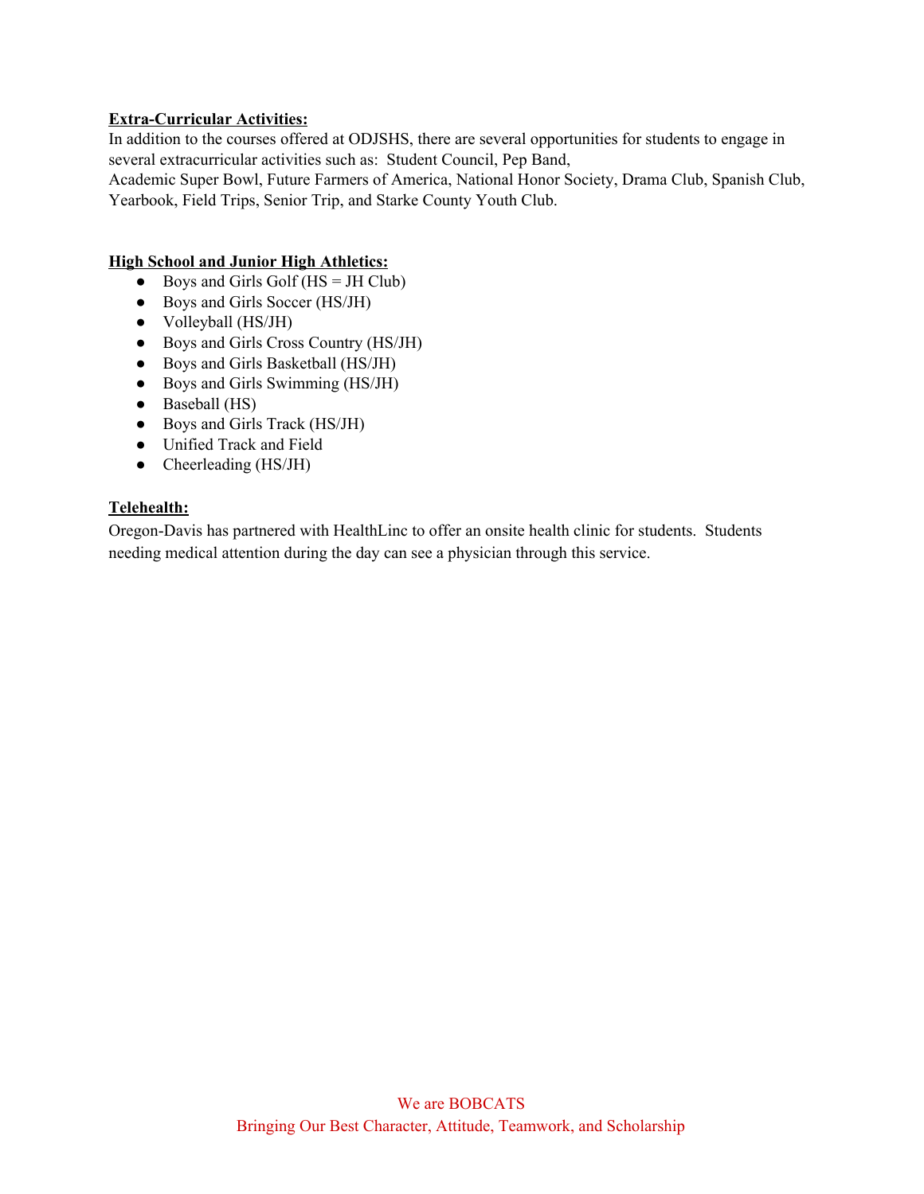**Extra-Curricular Activities:**

In addition to the courses offered at ODJSHS, there are several opportunities for students to engage in several extracurricular activities such as: Student Council, Pep Band, Academic Super Bowl, Future Farmers of America, National Honor Society, Drama Club, Spanish Club, Yearbook, Field Trips, Senior Trip, and Starke County Youth Club.

**High School and Junior High Athletics:**

- Boys and Girls Golf (HS = JH Club)
- Boys and Girls Soccer (HS/JH)
- Volleyball (HS/JH)
- Boys and Girls Cross Country (HS/JH)
- Boys and Girls Basketball (HS/JH)
- Boys and Girls Swimming (HS/JH)
- Baseball (HS)
- Boys and Girls Track (HS/JH)
- Unified Track and Field
- Cheerleading (HS/JH)

**Telehealth:**

Oregon-Davis has partnered with HealthLinc to offer an onsite health clinic for students. Students needing medical attention during the day can see a physician through this service.